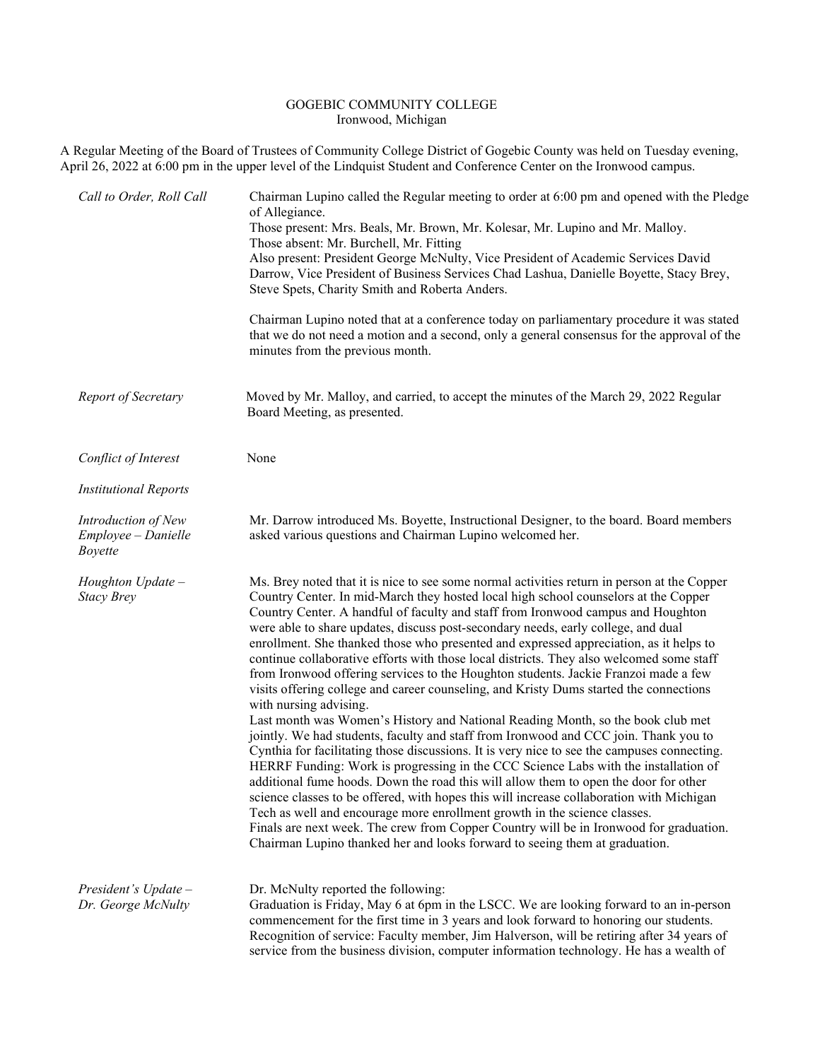GOGEBIC COMMUNITY COLLEGE
Ironwood, Michigan

A Regular Meeting of the Board of Trustees of Community College District of Gogebic County was held on Tuesday evening, April 26, 2022 at 6:00 pm in the upper level of the Lindquist Student and Conference Center on the Ironwood campus.

*Call to Order, Roll Call*

Chairman Lupino called the Regular meeting to order at 6:00 pm and opened with the Pledge of Allegiance.
Those present: Mrs. Beals, Mr. Brown, Mr. Kolesar, Mr. Lupino and Mr. Malloy.
Those absent: Mr. Burchell, Mr. Fitting
Also present: President George McNulty, Vice President of Academic Services David Darrow, Vice President of Business Services Chad Lashua, Danielle Boyette, Stacy Brey, Steve Spets, Charity Smith and Roberta Anders.

Chairman Lupino noted that at a conference today on parliamentary procedure it was stated that we do not need a motion and a second, only a general consensus for the approval of the minutes from the previous month.

*Report of Secretary*

Moved by Mr. Malloy, and carried, to accept the minutes of the March 29, 2022 Regular Board Meeting, as presented.

*Conflict of Interest*

None

*Institutional Reports*

*Introduction of New Employee – Danielle Boyette*

Mr. Darrow introduced Ms. Boyette, Instructional Designer, to the board. Board members asked various questions and Chairman Lupino welcomed her.

*Houghton Update – Stacy Brey*

Ms. Brey noted that it is nice to see some normal activities return in person at the Copper Country Center. In mid-March they hosted local high school counselors at the Copper Country Center. A handful of faculty and staff from Ironwood campus and Houghton were able to share updates, discuss post-secondary needs, early college, and dual enrollment. She thanked those who presented and expressed appreciation, as it helps to continue collaborative efforts with those local districts. They also welcomed some staff from Ironwood offering services to the Houghton students. Jackie Franzoi made a few visits offering college and career counseling, and Kristy Dums started the connections with nursing advising.
Last month was Women's History and National Reading Month, so the book club met jointly. We had students, faculty and staff from Ironwood and CCC join. Thank you to Cynthia for facilitating those discussions. It is very nice to see the campuses connecting.
HERRF Funding: Work is progressing in the CCC Science Labs with the installation of additional fume hoods. Down the road this will allow them to open the door for other science classes to be offered, with hopes this will increase collaboration with Michigan Tech as well and encourage more enrollment growth in the science classes.
Finals are next week. The crew from Copper Country will be in Ironwood for graduation.
Chairman Lupino thanked her and looks forward to seeing them at graduation.

*President's Update – Dr. George McNulty*

Dr. McNulty reported the following:
Graduation is Friday, May 6 at 6pm in the LSCC. We are looking forward to an in-person commencement for the first time in 3 years and look forward to honoring our students.
Recognition of service: Faculty member, Jim Halverson, will be retiring after 34 years of service from the business division, computer information technology. He has a wealth of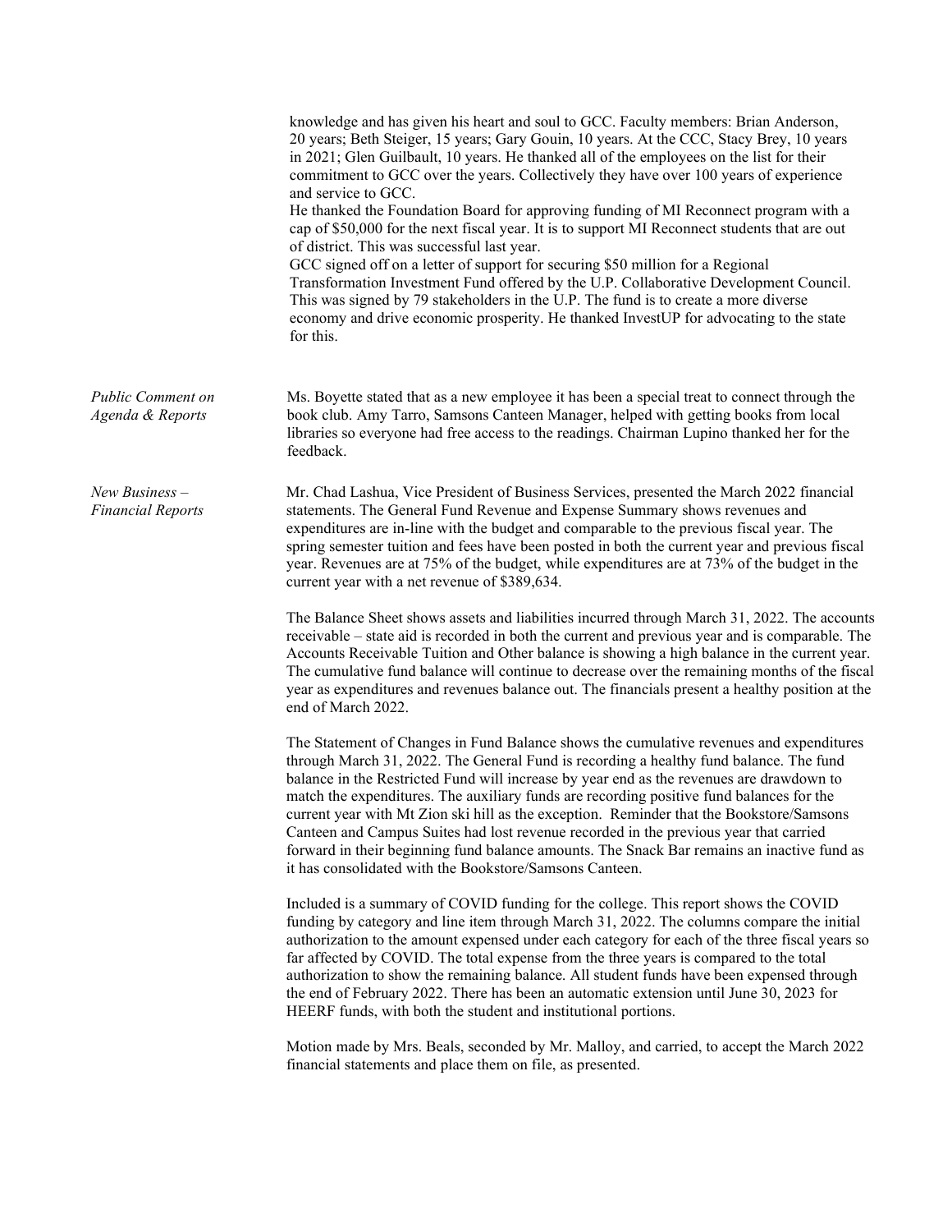knowledge and has given his heart and soul to GCC. Faculty members: Brian Anderson, 20 years; Beth Steiger, 15 years; Gary Gouin, 10 years. At the CCC, Stacy Brey, 10 years in 2021; Glen Guilbault, 10 years. He thanked all of the employees on the list for their commitment to GCC over the years. Collectively they have over 100 years of experience and service to GCC.

He thanked the Foundation Board for approving funding of MI Reconnect program with a cap of $50,000 for the next fiscal year. It is to support MI Reconnect students that are out of district. This was successful last year.

GCC signed off on a letter of support for securing $50 million for a Regional Transformation Investment Fund offered by the U.P. Collaborative Development Council. This was signed by 79 stakeholders in the U.P. The fund is to create a more diverse economy and drive economic prosperity. He thanked InvestUP for advocating to the state for this.

*Public Comment on Agenda & Reports*

Ms. Boyette stated that as a new employee it has been a special treat to connect through the book club. Amy Tarro, Samsons Canteen Manager, helped with getting books from local libraries so everyone had free access to the readings. Chairman Lupino thanked her for the feedback.

*New Business – Financial Reports*

Mr. Chad Lashua, Vice President of Business Services, presented the March 2022 financial statements. The General Fund Revenue and Expense Summary shows revenues and expenditures are in-line with the budget and comparable to the previous fiscal year. The spring semester tuition and fees have been posted in both the current year and previous fiscal year. Revenues are at 75% of the budget, while expenditures are at 73% of the budget in the current year with a net revenue of $389,634.

The Balance Sheet shows assets and liabilities incurred through March 31, 2022. The accounts receivable – state aid is recorded in both the current and previous year and is comparable. The Accounts Receivable Tuition and Other balance is showing a high balance in the current year. The cumulative fund balance will continue to decrease over the remaining months of the fiscal year as expenditures and revenues balance out. The financials present a healthy position at the end of March 2022.

The Statement of Changes in Fund Balance shows the cumulative revenues and expenditures through March 31, 2022. The General Fund is recording a healthy fund balance. The fund balance in the Restricted Fund will increase by year end as the revenues are drawdown to match the expenditures. The auxiliary funds are recording positive fund balances for the current year with Mt Zion ski hill as the exception. Reminder that the Bookstore/Samsons Canteen and Campus Suites had lost revenue recorded in the previous year that carried forward in their beginning fund balance amounts. The Snack Bar remains an inactive fund as it has consolidated with the Bookstore/Samsons Canteen.

Included is a summary of COVID funding for the college. This report shows the COVID funding by category and line item through March 31, 2022. The columns compare the initial authorization to the amount expensed under each category for each of the three fiscal years so far affected by COVID. The total expense from the three years is compared to the total authorization to show the remaining balance. All student funds have been expensed through the end of February 2022. There has been an automatic extension until June 30, 2023 for HEERF funds, with both the student and institutional portions.

Motion made by Mrs. Beals, seconded by Mr. Malloy, and carried, to accept the March 2022 financial statements and place them on file, as presented.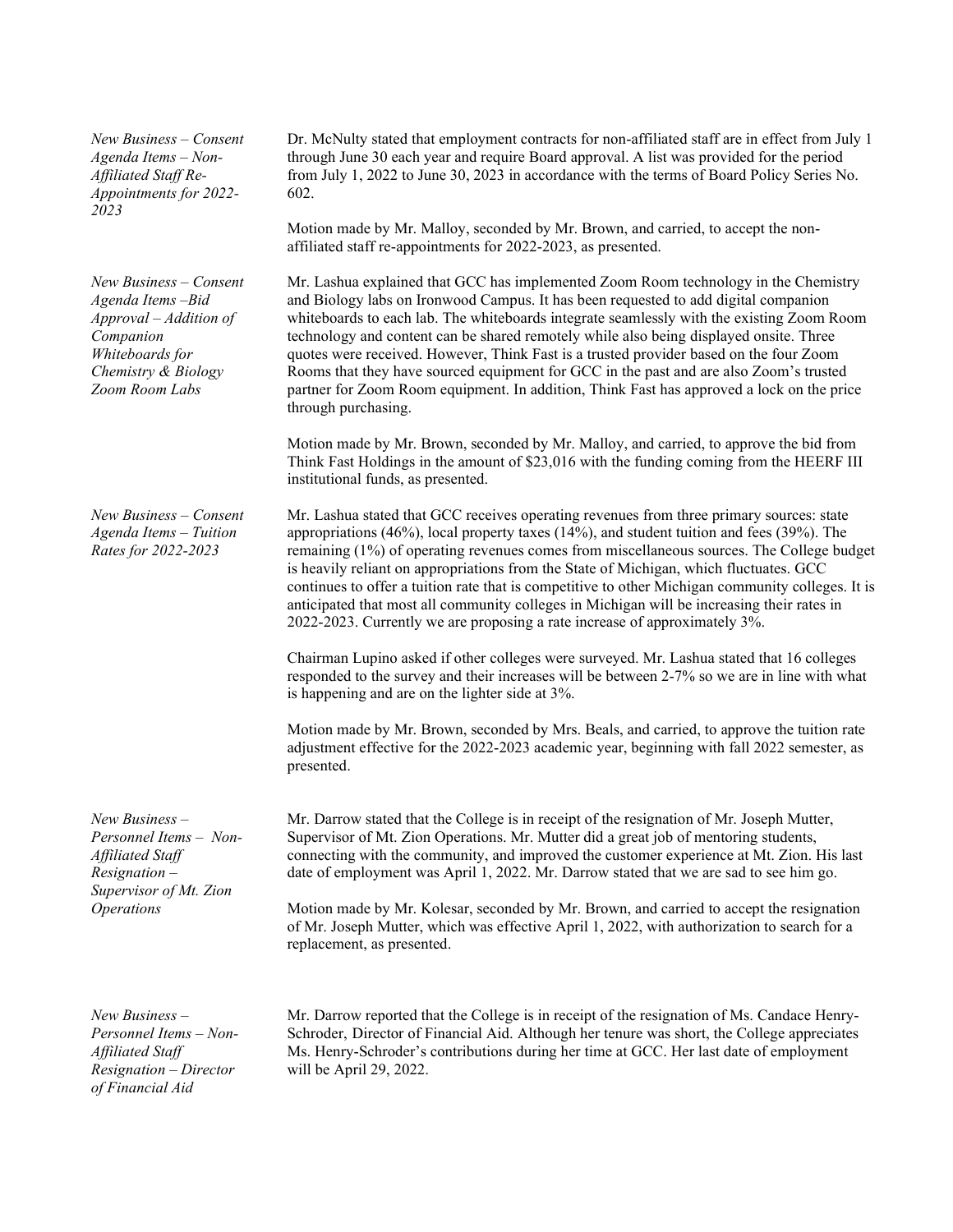*New Business – Consent Agenda Items – Non-Affiliated Staff Re-Appointments for 2022-2023*

Dr. McNulty stated that employment contracts for non-affiliated staff are in effect from July 1 through June 30 each year and require Board approval. A list was provided for the period from July 1, 2022 to June 30, 2023 in accordance with the terms of Board Policy Series No. 602.

Motion made by Mr. Malloy, seconded by Mr. Brown, and carried, to accept the non-affiliated staff re-appointments for 2022-2023, as presented.

*New Business – Consent Agenda Items –Bid Approval – Addition of Companion Whiteboards for Chemistry & Biology Zoom Room Labs*

Mr. Lashua explained that GCC has implemented Zoom Room technology in the Chemistry and Biology labs on Ironwood Campus. It has been requested to add digital companion whiteboards to each lab. The whiteboards integrate seamlessly with the existing Zoom Room technology and content can be shared remotely while also being displayed onsite. Three quotes were received. However, Think Fast is a trusted provider based on the four Zoom Rooms that they have sourced equipment for GCC in the past and are also Zoom's trusted partner for Zoom Room equipment. In addition, Think Fast has approved a lock on the price through purchasing.

Motion made by Mr. Brown, seconded by Mr. Malloy, and carried, to approve the bid from Think Fast Holdings in the amount of $23,016 with the funding coming from the HEERF III institutional funds, as presented.

*New Business – Consent Agenda Items – Tuition Rates for 2022-2023*

Mr. Lashua stated that GCC receives operating revenues from three primary sources: state appropriations (46%), local property taxes (14%), and student tuition and fees (39%). The remaining (1%) of operating revenues comes from miscellaneous sources. The College budget is heavily reliant on appropriations from the State of Michigan, which fluctuates. GCC continues to offer a tuition rate that is competitive to other Michigan community colleges. It is anticipated that most all community colleges in Michigan will be increasing their rates in 2022-2023. Currently we are proposing a rate increase of approximately 3%.

Chairman Lupino asked if other colleges were surveyed. Mr. Lashua stated that 16 colleges responded to the survey and their increases will be between 2-7% so we are in line with what is happening and are on the lighter side at 3%.

Motion made by Mr. Brown, seconded by Mrs. Beals, and carried, to approve the tuition rate adjustment effective for the 2022-2023 academic year, beginning with fall 2022 semester, as presented.

*New Business – Personnel Items – Non-Affiliated Staff Resignation – Supervisor of Mt. Zion Operations*

Mr. Darrow stated that the College is in receipt of the resignation of Mr. Joseph Mutter, Supervisor of Mt. Zion Operations. Mr. Mutter did a great job of mentoring students, connecting with the community, and improved the customer experience at Mt. Zion. His last date of employment was April 1, 2022. Mr. Darrow stated that we are sad to see him go.

Motion made by Mr. Kolesar, seconded by Mr. Brown, and carried to accept the resignation of Mr. Joseph Mutter, which was effective April 1, 2022, with authorization to search for a replacement, as presented.

*New Business – Personnel Items – Non-Affiliated Staff Resignation – Director of Financial Aid*

Mr. Darrow reported that the College is in receipt of the resignation of Ms. Candace Henry-Schroder, Director of Financial Aid. Although her tenure was short, the College appreciates Ms. Henry-Schroder's contributions during her time at GCC. Her last date of employment will be April 29, 2022.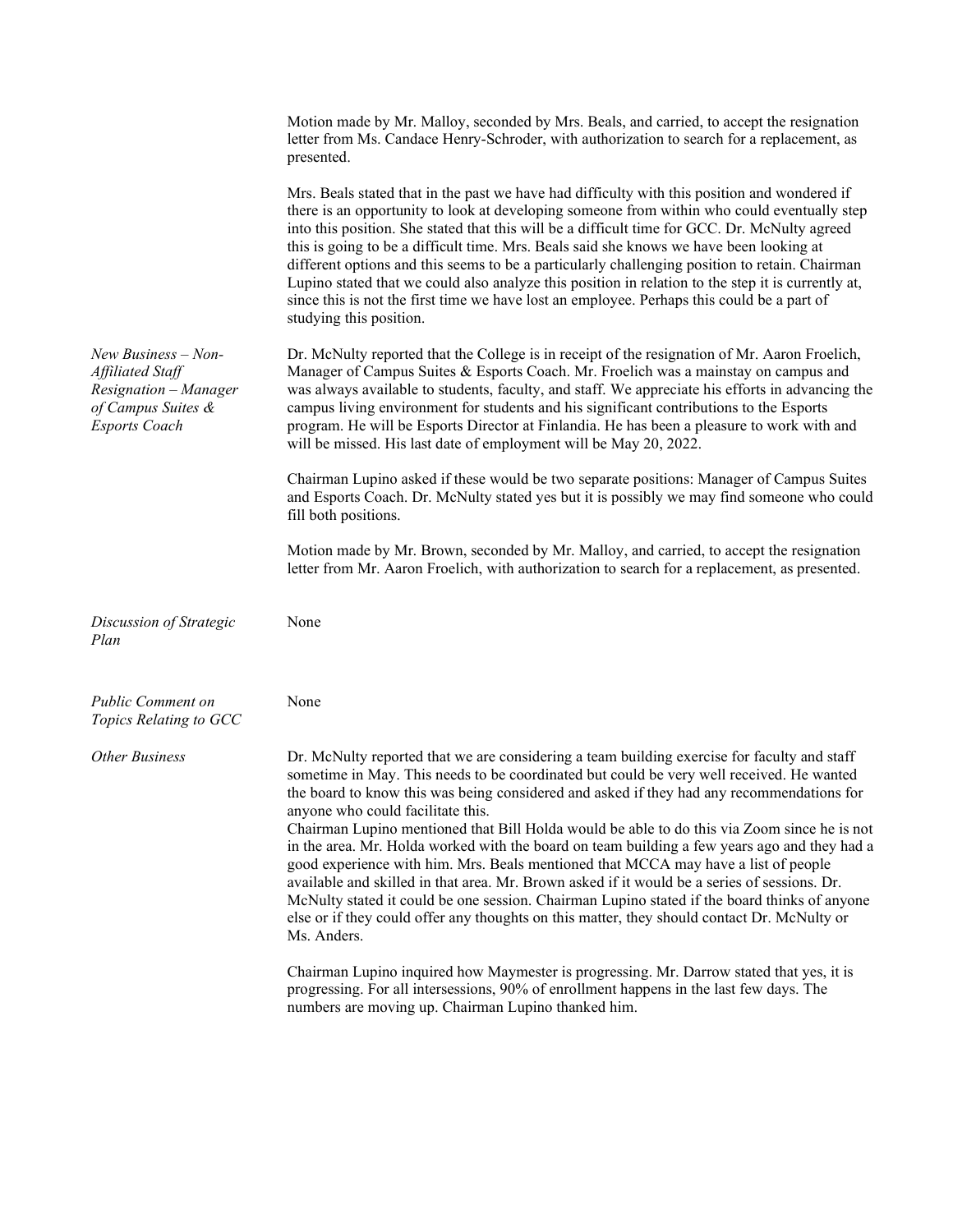Motion made by Mr. Malloy, seconded by Mrs. Beals, and carried, to accept the resignation letter from Ms. Candace Henry-Schroder, with authorization to search for a replacement, as presented.

Mrs. Beals stated that in the past we have had difficulty with this position and wondered if there is an opportunity to look at developing someone from within who could eventually step into this position. She stated that this will be a difficult time for GCC. Dr. McNulty agreed this is going to be a difficult time. Mrs. Beals said she knows we have been looking at different options and this seems to be a particularly challenging position to retain. Chairman Lupino stated that we could also analyze this position in relation to the step it is currently at, since this is not the first time we have lost an employee. Perhaps this could be a part of studying this position.

*New Business – Non-Affiliated Staff Resignation – Manager of Campus Suites & Esports Coach*

Dr. McNulty reported that the College is in receipt of the resignation of Mr. Aaron Froelich, Manager of Campus Suites & Esports Coach. Mr. Froelich was a mainstay on campus and was always available to students, faculty, and staff. We appreciate his efforts in advancing the campus living environment for students and his significant contributions to the Esports program. He will be Esports Director at Finlandia. He has been a pleasure to work with and will be missed. His last date of employment will be May 20, 2022.

Chairman Lupino asked if these would be two separate positions: Manager of Campus Suites and Esports Coach. Dr. McNulty stated yes but it is possibly we may find someone who could fill both positions.

Motion made by Mr. Brown, seconded by Mr. Malloy, and carried, to accept the resignation letter from Mr. Aaron Froelich, with authorization to search for a replacement, as presented.

*Discussion of Strategic Plan*

None

*Public Comment on Topics Relating to GCC*

None

*Other Business*

Dr. McNulty reported that we are considering a team building exercise for faculty and staff sometime in May. This needs to be coordinated but could be very well received. He wanted the board to know this was being considered and asked if they had any recommendations for anyone who could facilitate this.
Chairman Lupino mentioned that Bill Holda would be able to do this via Zoom since he is not in the area. Mr. Holda worked with the board on team building a few years ago and they had a good experience with him. Mrs. Beals mentioned that MCCA may have a list of people available and skilled in that area. Mr. Brown asked if it would be a series of sessions. Dr. McNulty stated it could be one session. Chairman Lupino stated if the board thinks of anyone else or if they could offer any thoughts on this matter, they should contact Dr. McNulty or Ms. Anders.

Chairman Lupino inquired how Maymester is progressing. Mr. Darrow stated that yes, it is progressing. For all intersessions, 90% of enrollment happens in the last few days. The numbers are moving up. Chairman Lupino thanked him.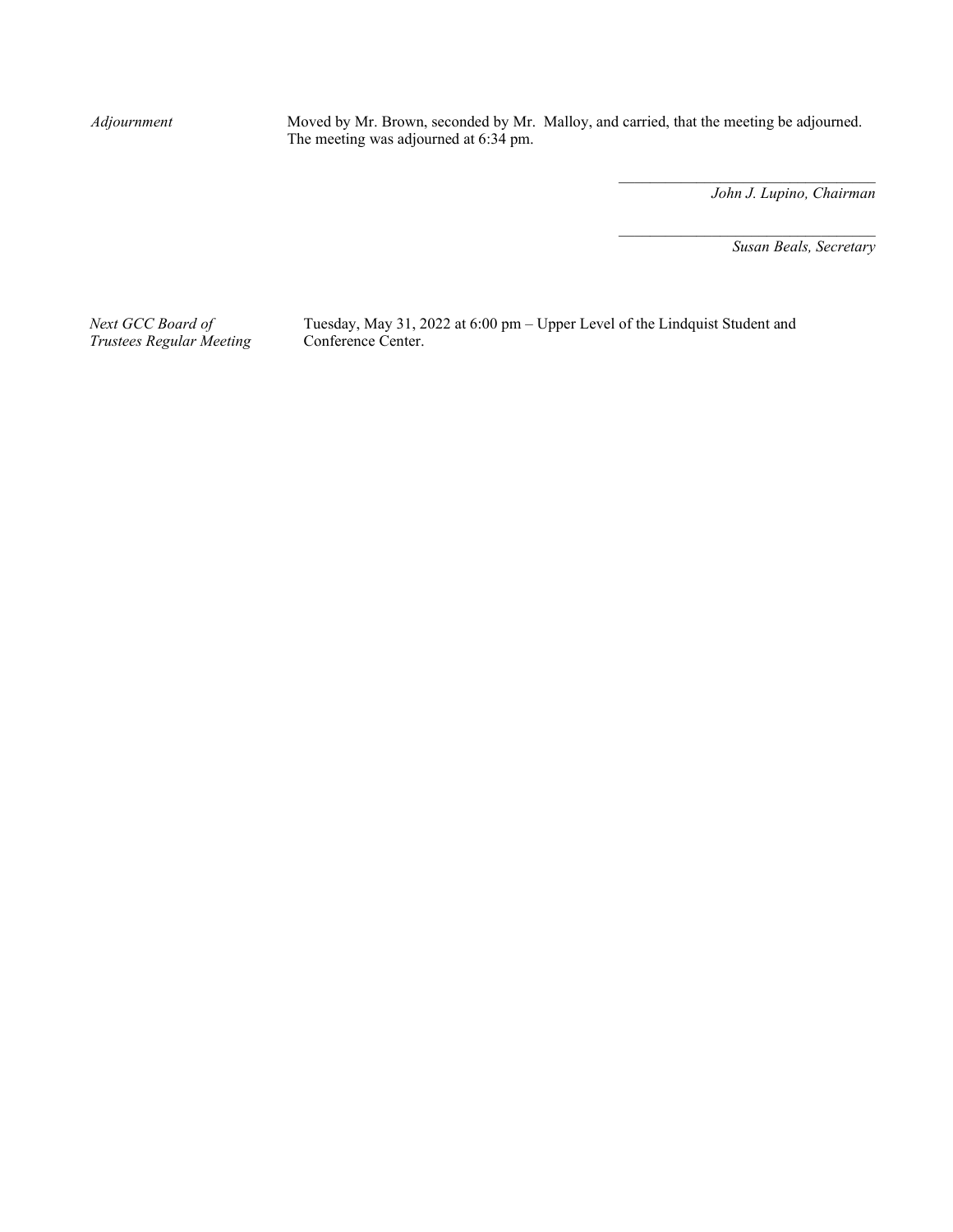*Adjournment*

Moved by Mr. Brown, seconded by Mr. Malloy, and carried, that the meeting be adjourned. The meeting was adjourned at 6:34 pm.

\_\_\_\_\_\_\_\_\_\_\_\_\_\_\_\_\_\_\_\_\_\_\_\_\_\_\_\_\_\_\_\_\_\_

*John J. Lupino, Chairman*

\_\_\_\_\_\_\_\_\_\_\_\_\_\_\_\_\_\_\_\_\_\_\_\_\_\_\_\_\_\_\_\_\_\_

*Susan Beals, Secretary*

*Next GCC Board of Trustees Regular Meeting*

Tuesday, May 31, 2022 at 6:00 pm – Upper Level of the Lindquist Student and Conference Center.